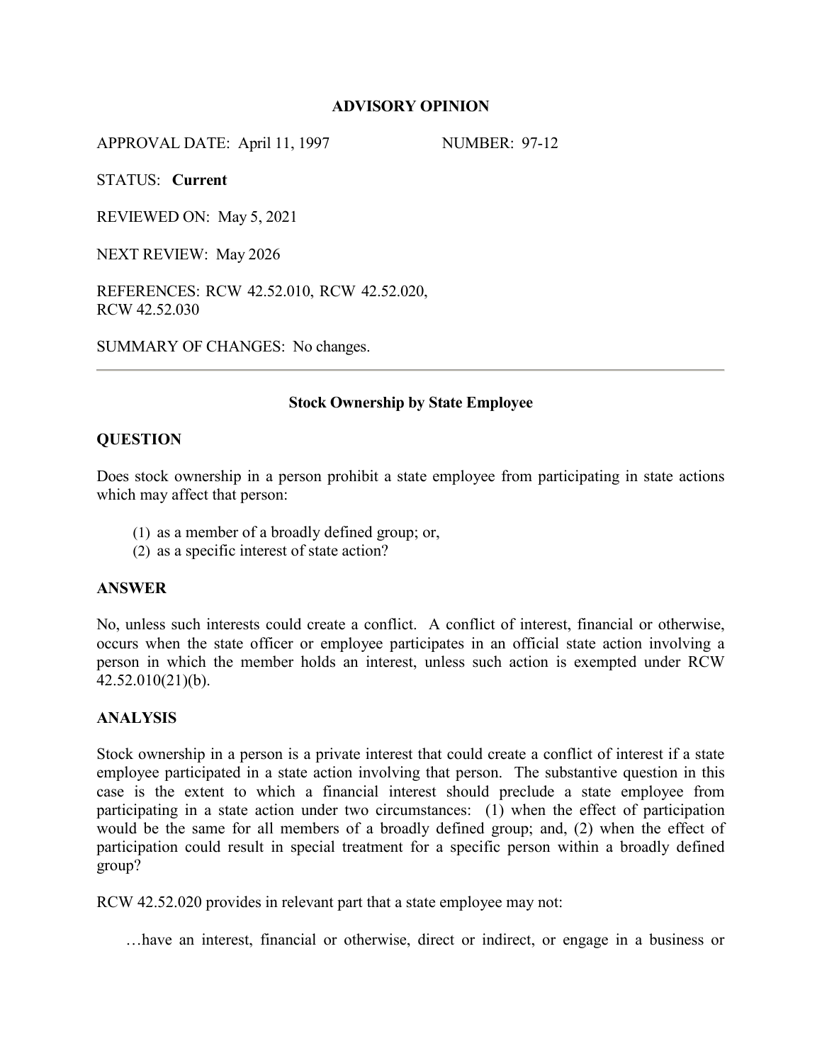## ADVISORY OPINION

APPROVAL DATE: April 11, 1997 NUMBER: 97-12

STATUS: **Current**

REVIEWED ON: May 5, 2021

NEXT REVIEW: May 2026

REFERENCES: RCW 42.52.010, RCW 42.52.020, RCW 42.52.030

SUMMARY OF CHANGES: No changes.

---

### Stock Ownership by State Employee

**QUESTION**

Does stock ownership in a person prohibit a state employee from participating in state actions which may affect that person:

(1) as a member of a broadly defined group; or,
(2) as a specific interest of state action?

**ANSWER**

No, unless such interests could create a conflict. A conflict of interest, financial or otherwise, occurs when the state officer or employee participates in an official state action involving a person in which the member holds an interest, unless such action is exempted under RCW 42.52.010(21)(b).

**ANALYSIS**

Stock ownership in a person is a private interest that could create a conflict of interest if a state employee participated in a state action involving that person. The substantive question in this case is the extent to which a financial interest should preclude a state employee from participating in a state action under two circumstances: (1) when the effect of participation would be the same for all members of a broadly defined group; and, (2) when the effect of participation could result in special treatment for a specific person within a broadly defined group?

RCW 42.52.020 provides in relevant part that a state employee may not:

> …have an interest, financial or otherwise, direct or indirect, or engage in a business or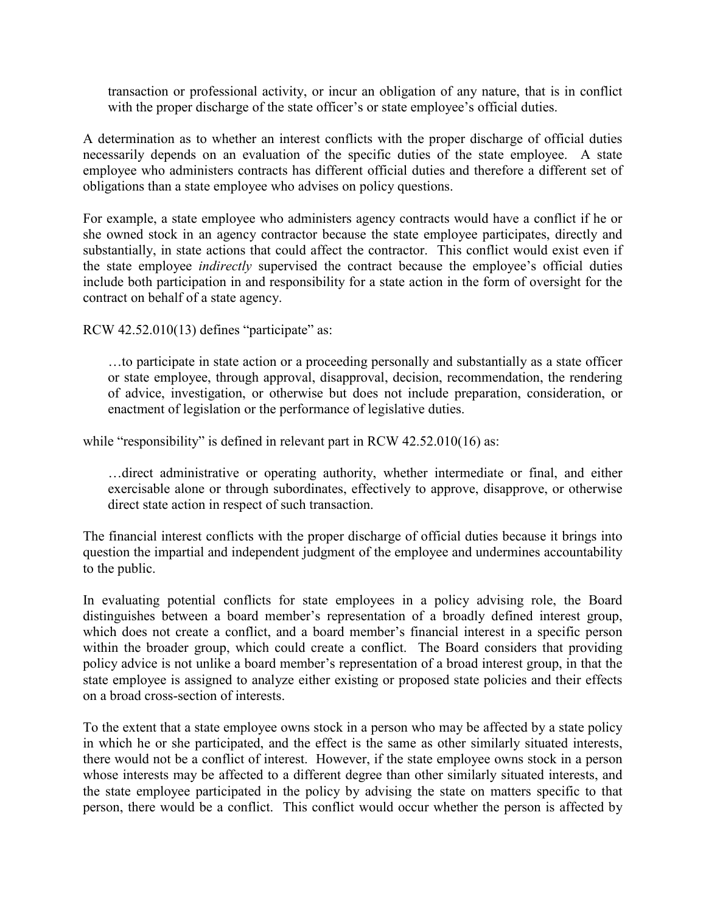> transaction or professional activity, or incur an obligation of any nature, that is in conflict with the proper discharge of the state officer's or state employee's official duties.

A determination as to whether an interest conflicts with the proper discharge of official duties necessarily depends on an evaluation of the specific duties of the state employee. A state employee who administers contracts has different official duties and therefore a different set of obligations than a state employee who advises on policy questions.

For example, a state employee who administers agency contracts would have a conflict if he or she owned stock in an agency contractor because the state employee participates, directly and substantially, in state actions that could affect the contractor. This conflict would exist even if the state employee *indirectly* supervised the contract because the employee's official duties include both participation in and responsibility for a state action in the form of oversight for the contract on behalf of a state agency.

RCW 42.52.010(13) defines "participate" as:

> …to participate in state action or a proceeding personally and substantially as a state officer or state employee, through approval, disapproval, decision, recommendation, the rendering of advice, investigation, or otherwise but does not include preparation, consideration, or enactment of legislation or the performance of legislative duties.

while "responsibility" is defined in relevant part in RCW 42.52.010(16) as:

> …direct administrative or operating authority, whether intermediate or final, and either exercisable alone or through subordinates, effectively to approve, disapprove, or otherwise direct state action in respect of such transaction.

The financial interest conflicts with the proper discharge of official duties because it brings into question the impartial and independent judgment of the employee and undermines accountability to the public.

In evaluating potential conflicts for state employees in a policy advising role, the Board distinguishes between a board member's representation of a broadly defined interest group, which does not create a conflict, and a board member's financial interest in a specific person within the broader group, which could create a conflict. The Board considers that providing policy advice is not unlike a board member's representation of a broad interest group, in that the state employee is assigned to analyze either existing or proposed state policies and their effects on a broad cross-section of interests.

To the extent that a state employee owns stock in a person who may be affected by a state policy in which he or she participated, and the effect is the same as other similarly situated interests, there would not be a conflict of interest. However, if the state employee owns stock in a person whose interests may be affected to a different degree than other similarly situated interests, and the state employee participated in the policy by advising the state on matters specific to that person, there would be a conflict. This conflict would occur whether the person is affected by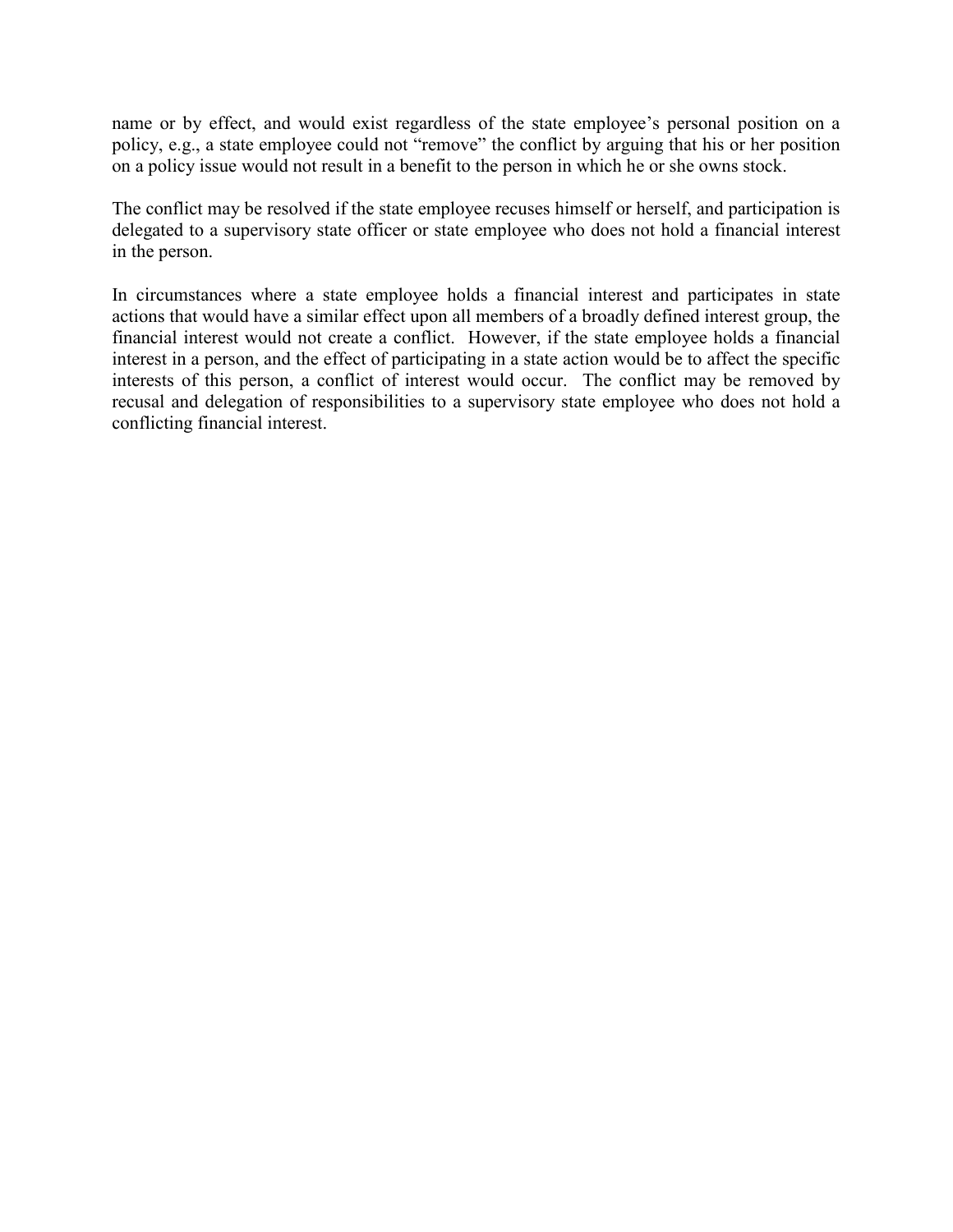name or by effect, and would exist regardless of the state employee's personal position on a policy, e.g., a state employee could not "remove" the conflict by arguing that his or her position on a policy issue would not result in a benefit to the person in which he or she owns stock.

The conflict may be resolved if the state employee recuses himself or herself, and participation is delegated to a supervisory state officer or state employee who does not hold a financial interest in the person.

In circumstances where a state employee holds a financial interest and participates in state actions that would have a similar effect upon all members of a broadly defined interest group, the financial interest would not create a conflict. However, if the state employee holds a financial interest in a person, and the effect of participating in a state action would be to affect the specific interests of this person, a conflict of interest would occur. The conflict may be removed by recusal and delegation of responsibilities to a supervisory state employee who does not hold a conflicting financial interest.